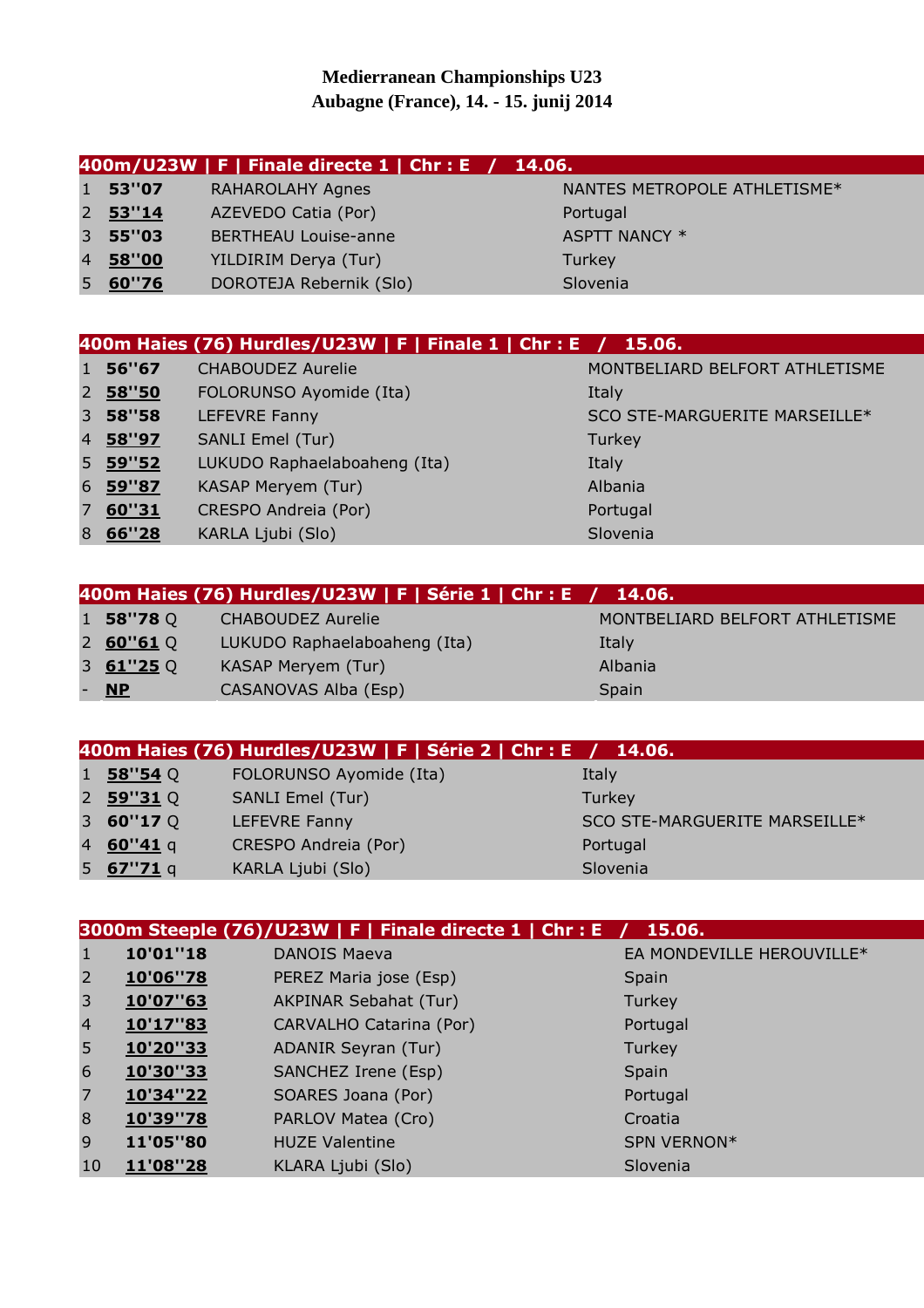# Medierranean Championships U23
## Aubagne (France), 14. - 15. junij 2014

### 400m/U23W | F | Finale directe 1 | Chr : E / 14.06.

| | | | |
|---|---|---|---|
| 1 | **53''07** | RAHAROLAHY Agnes | NANTES METROPOLE ATHLETISME* |
| 2 | **53''14** | AZEVEDO Catia (Por) | Portugal |
| 3 | **55''03** | BERTHEAU Louise-anne | ASPTT NANCY * |
| 4 | **58''00** | YILDIRIM Derya (Tur) | Turkey |
| 5 | **60''76** | DOROTEJA Rebernik (Slo) | Slovenia |

### 400m Haies (76) Hurdles/U23W | F | Finale 1 | Chr : E / 15.06.

| | | | |
|---|---|---|---|
| 1 | **56''67** | CHABOUDEZ Aurelie | MONTBELIARD BELFORT ATHLETISME |
| 2 | **58''50** | FOLORUNSO Ayomide (Ita) | Italy |
| 3 | **58''58** | LEFEVRE Fanny | SCO STE-MARGUERITE MARSEILLE* |
| 4 | **58''97** | SANLI Emel (Tur) | Turkey |
| 5 | **59''52** | LUKUDO Raphaelaboaheng (Ita) | Italy |
| 6 | **59''87** | KASAP Meryem (Tur) | Albania |
| 7 | **60''31** | CRESPO Andreia (Por) | Portugal |
| 8 | **66''28** | KARLA Ljubi (Slo) | Slovenia |

### 400m Haies (76) Hurdles/U23W | F | Série 1 | Chr : E / 14.06.

| | | | |
|---|---|---|---|
| 1 | **58''78** Q | CHABOUDEZ Aurelie | MONTBELIARD BELFORT ATHLETISME |
| 2 | **60''61** Q | LUKUDO Raphaelaboaheng (Ita) | Italy |
| 3 | **61''25** Q | KASAP Meryem (Tur) | Albania |
| - | **NP** | CASANOVAS Alba (Esp) | Spain |

### 400m Haies (76) Hurdles/U23W | F | Série 2 | Chr : E / 14.06.

| | | | |
|---|---|---|---|
| 1 | **58''54** Q | FOLORUNSO Ayomide (Ita) | Italy |
| 2 | **59''31** Q | SANLI Emel (Tur) | Turkey |
| 3 | **60''17** Q | LEFEVRE Fanny | SCO STE-MARGUERITE MARSEILLE* |
| 4 | **60''41** q | CRESPO Andreia (Por) | Portugal |
| 5 | **67''71** q | KARLA Ljubi (Slo) | Slovenia |

### 3000m Steeple (76)/U23W | F | Finale directe 1 | Chr : E / 15.06.

| | | | |
|---|---|---|---|
| 1 | **10'01''18** | DANOIS Maeva | EA MONDEVILLE HEROUVILLE* |
| 2 | **10'06''78** | PEREZ Maria jose (Esp) | Spain |
| 3 | **10'07''63** | AKPINAR Sebahat (Tur) | Turkey |
| 4 | **10'17''83** | CARVALHO Catarina (Por) | Portugal |
| 5 | **10'20''33** | ADANIR Seyran (Tur) | Turkey |
| 6 | **10'30''33** | SANCHEZ Irene (Esp) | Spain |
| 7 | **10'34''22** | SOARES Joana (Por) | Portugal |
| 8 | **10'39''78** | PARLOV Matea (Cro) | Croatia |
| 9 | **11'05''80** | HUZE Valentine | SPN VERNON* |
| 10 | **11'08''28** | KLARA Ljubi (Slo) | Slovenia |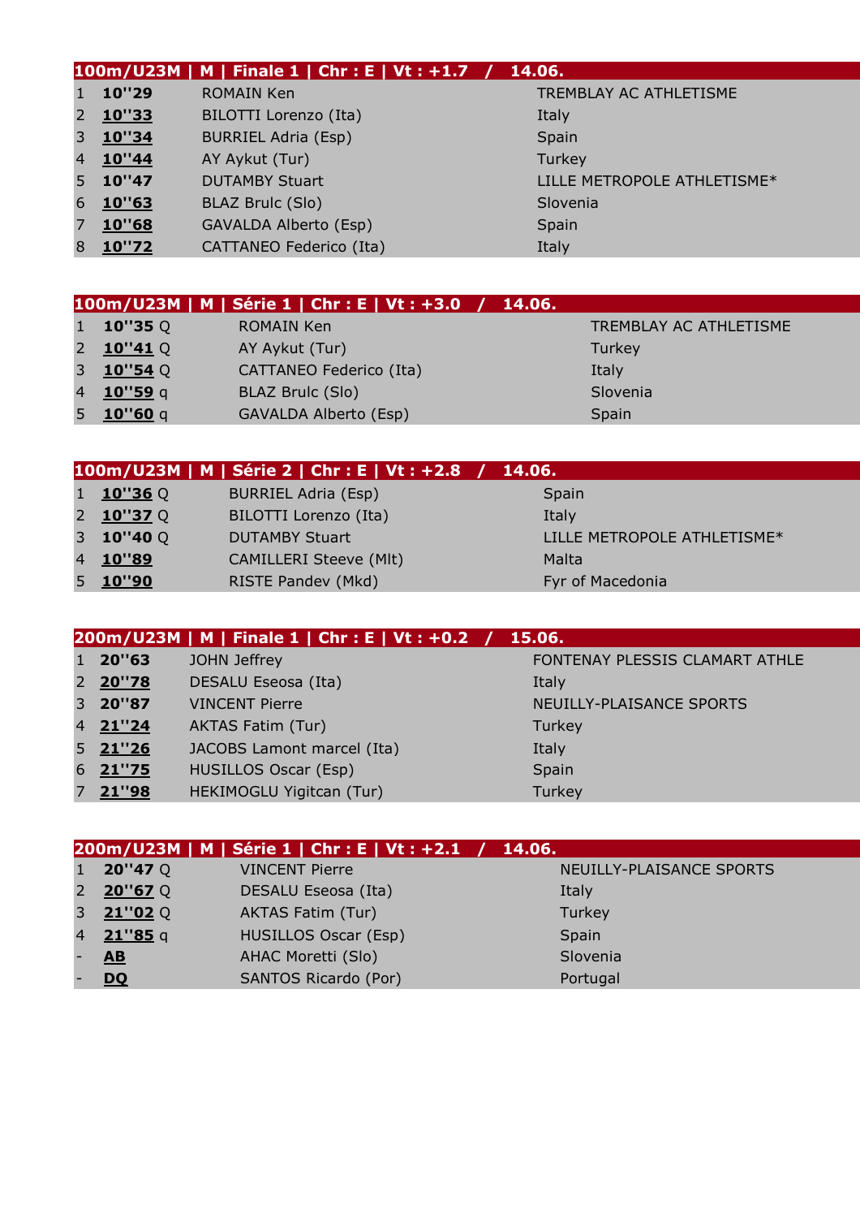## 100m/U23M | M | Finale 1 | Chr : E | Vt : +1.7 / 14.06.

| | | | |
|---|---|---|---|
| 1 | 10''29 | ROMAIN Ken | TREMBLAY AC ATHLETISME |
| 2 | 10''33 | BILOTTI Lorenzo (Ita) | Italy |
| 3 | 10''34 | BURRIEL Adria (Esp) | Spain |
| 4 | 10''44 | AY Aykut (Tur) | Turkey |
| 5 | 10''47 | DUTAMBY Stuart | LILLE METROPOLE ATHLETISME* |
| 6 | 10''63 | BLAZ Brulc (Slo) | Slovenia |
| 7 | 10''68 | GAVALDA Alberto (Esp) | Spain |
| 8 | 10''72 | CATTANEO Federico (Ita) | Italy |

## 100m/U23M | M | Série 1 | Chr : E | Vt : +3.0 / 14.06.

| | | | |
|---|---|---|---|
| 1 | 10''35 Q | ROMAIN Ken | TREMBLAY AC ATHLETISME |
| 2 | 10''41 Q | AY Aykut (Tur) | Turkey |
| 3 | 10''54 Q | CATTANEO Federico (Ita) | Italy |
| 4 | 10''59 q | BLAZ Brulc (Slo) | Slovenia |
| 5 | 10''60 q | GAVALDA Alberto (Esp) | Spain |

## 100m/U23M | M | Série 2 | Chr : E | Vt : +2.8 / 14.06.

| | | | |
|---|---|---|---|
| 1 | 10''36 Q | BURRIEL Adria (Esp) | Spain |
| 2 | 10''37 Q | BILOTTI Lorenzo (Ita) | Italy |
| 3 | 10''40 Q | DUTAMBY Stuart | LILLE METROPOLE ATHLETISME* |
| 4 | 10''89 | CAMILLERI Steeve (Mlt) | Malta |
| 5 | 10''90 | RISTE Pandev (Mkd) | Fyr of Macedonia |

## 200m/U23M | M | Finale 1 | Chr : E | Vt : +0.2 / 15.06.

| | | | |
|---|---|---|---|
| 1 | 20''63 | JOHN Jeffrey | FONTENAY PLESSIS CLAMART ATHLE |
| 2 | 20''78 | DESALU Eseosa (Ita) | Italy |
| 3 | 20''87 | VINCENT Pierre | NEUILLY-PLAISANCE SPORTS |
| 4 | 21''24 | AKTAS Fatim (Tur) | Turkey |
| 5 | 21''26 | JACOBS Lamont marcel (Ita) | Italy |
| 6 | 21''75 | HUSILLOS Oscar (Esp) | Spain |
| 7 | 21''98 | HEKIMOGLU Yigitcan (Tur) | Turkey |

## 200m/U23M | M | Série 1 | Chr : E | Vt : +2.1 / 14.06.

| | | | |
|---|---|---|---|
| 1 | 20''47 Q | VINCENT Pierre | NEUILLY-PLAISANCE SPORTS |
| 2 | 20''67 Q | DESALU Eseosa (Ita) | Italy |
| 3 | 21''02 Q | AKTAS Fatim (Tur) | Turkey |
| 4 | 21''85 q | HUSILLOS Oscar (Esp) | Spain |
| - | AB | AHAC Moretti (Slo) | Slovenia |
| - | DQ | SANTOS Ricardo (Por) | Portugal |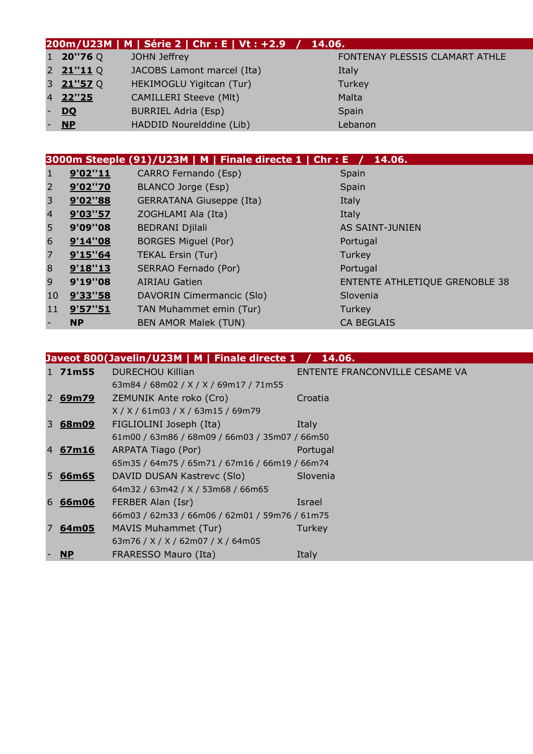## 200m/U23M | M | Série 2 | Chr : E | Vt : +2.9 / 14.06.

| | | | |
|---|---|---|---|
| 1 | **20''76** Q | JOHN Jeffrey | FONTENAY PLESSIS CLAMART ATHLE |
| 2 | **21''11** Q | JACOBS Lamont marcel (Ita) | Italy |
| 3 | **21''57** Q | HEKIMOGLU Yigitcan (Tur) | Turkey |
| 4 | **22''25** | CAMILLERI Steeve (Mlt) | Malta |
| - | **DQ** | BURRIEL Adria (Esp) | Spain |
| - | **NP** | HADDID Nourelddine (Lib) | Lebanon |

## 3000m Steeple (91)/U23M | M | Finale directe 1 | Chr : E / 14.06.

| | | | |
|---|---|---|---|
| 1 | **9'02''11** | CARRO Fernando (Esp) | Spain |
| 2 | **9'02''70** | BLANCO Jorge (Esp) | Spain |
| 3 | **9'02''88** | GERRATANA Giuseppe (Ita) | Italy |
| 4 | **9'03''57** | ZOGHLAMI Ala (Ita) | Italy |
| 5 | **9'09''08** | BEDRANI Djilali | AS SAINT-JUNIEN |
| 6 | **9'14''08** | BORGES Miguel (Por) | Portugal |
| 7 | **9'15''64** | TEKAL Ersin (Tur) | Turkey |
| 8 | **9'18''13** | SERRAO Fernado (Por) | Portugal |
| 9 | **9'19''08** | AIRIAU Gatien | ENTENTE ATHLETIQUE GRENOBLE 38 |
| 10 | **9'33''58** | DAVORIN Cimermancic (Slo) | Slovenia |
| 11 | **9'57''51** | TAN Muhammet emin (Tur) | Turkey |
| - | **NP** | BEN AMOR Malek (TUN) | CA BEGLAIS |

## Javeot 800(Javelin/U23M | M | Finale directe 1 / 14.06.

| | | | |
|---|---|---|---|
| 1 | **71m55** | DURECHOU Killian<br>63m84 / 68m02 / X / X / 69m17 / 71m55 | ENTENTE FRANCONVILLE CESAME VA |
| 2 | **69m79** | ZEMUNIK Ante roko (Cro)<br>X / X / 61m03 / X / 63m15 / 69m79 | Croatia |
| 3 | **68m09** | FIGLIOLINI Joseph (Ita)<br>61m00 / 63m86 / 68m09 / 66m03 / 35m07 / 66m50 | Italy |
| 4 | **67m16** | ARPATA Tiago (Por)<br>65m35 / 64m75 / 65m71 / 67m16 / 66m19 / 66m74 | Portugal |
| 5 | **66m65** | DAVID DUSAN Kastrevc (Slo)<br>64m32 / 63m42 / X / 53m68 / 66m65 | Slovenia |
| 6 | **66m06** | FERBER Alan (Isr)<br>66m03 / 62m33 / 66m06 / 62m01 / 59m76 / 61m75 | Israel |
| 7 | **64m05** | MAVIS Muhammet (Tur)<br>63m76 / X / X / 62m07 / X / 64m05 | Turkey |
| - | **NP** | FRARESSO Mauro (Ita) | Italy |